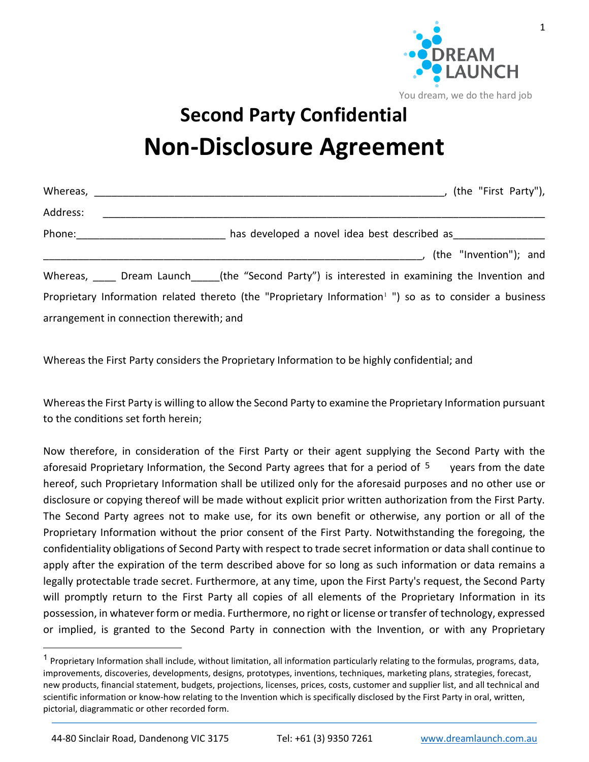DREAM LAUNCH

You dream, we do the hard job

# Second Party Confidential
# Non-Disclosure Agreement

Whereas, ______________________________________________________________, (the "First Party"),

Address: ______________________________________________________________________________

Phone:__________________________ has developed a novel idea best described as________________

_________________________________________________________________, (the "Invention"); and

Whereas, ____ Dream Launch_____(the "Second Party") is interested in examining the Invention and Proprietary Information related thereto (the "Proprietary Information[1] ") so as to consider a business arrangement in connection therewith; and

Whereas the First Party considers the Proprietary Information to be highly confidential; and

Whereas the First Party is willing to allow the Second Party to examine the Proprietary Information pursuant to the conditions set forth herein;

Now therefore, in consideration of the First Party or their agent supplying the Second Party with the aforesaid Proprietary Information, the Second Party agrees that for a period of 5 years from the date hereof, such Proprietary Information shall be utilized only for the aforesaid purposes and no other use or disclosure or copying thereof will be made without explicit prior written authorization from the First Party. The Second Party agrees not to make use, for its own benefit or otherwise, any portion or all of the Proprietary Information without the prior consent of the First Party. Notwithstanding the foregoing, the confidentiality obligations of Second Party with respect to trade secret information or data shall continue to apply after the expiration of the term described above for so long as such information or data remains a legally protectable trade secret. Furthermore, at any time, upon the First Party's request, the Second Party will promptly return to the First Party all copies of all elements of the Proprietary Information in its possession, in whatever form or media. Furthermore, no right or license or transfer of technology, expressed or implied, is granted to the Second Party in connection with the Invention, or with any Proprietary

[1] Proprietary Information shall include, without limitation, all information particularly relating to the formulas, programs, data, improvements, discoveries, developments, designs, prototypes, inventions, techniques, marketing plans, strategies, forecast, new products, financial statement, budgets, projections, licenses, prices, costs, customer and supplier list, and all technical and scientific information or know-how relating to the Invention which is specifically disclosed by the First Party in oral, written, pictorial, diagrammatic or other recorded form.

44-80 Sinclair Road, Dandenong VIC 3175 Tel: +61 (3) 9350 7261 www.dreamlaunch.com.au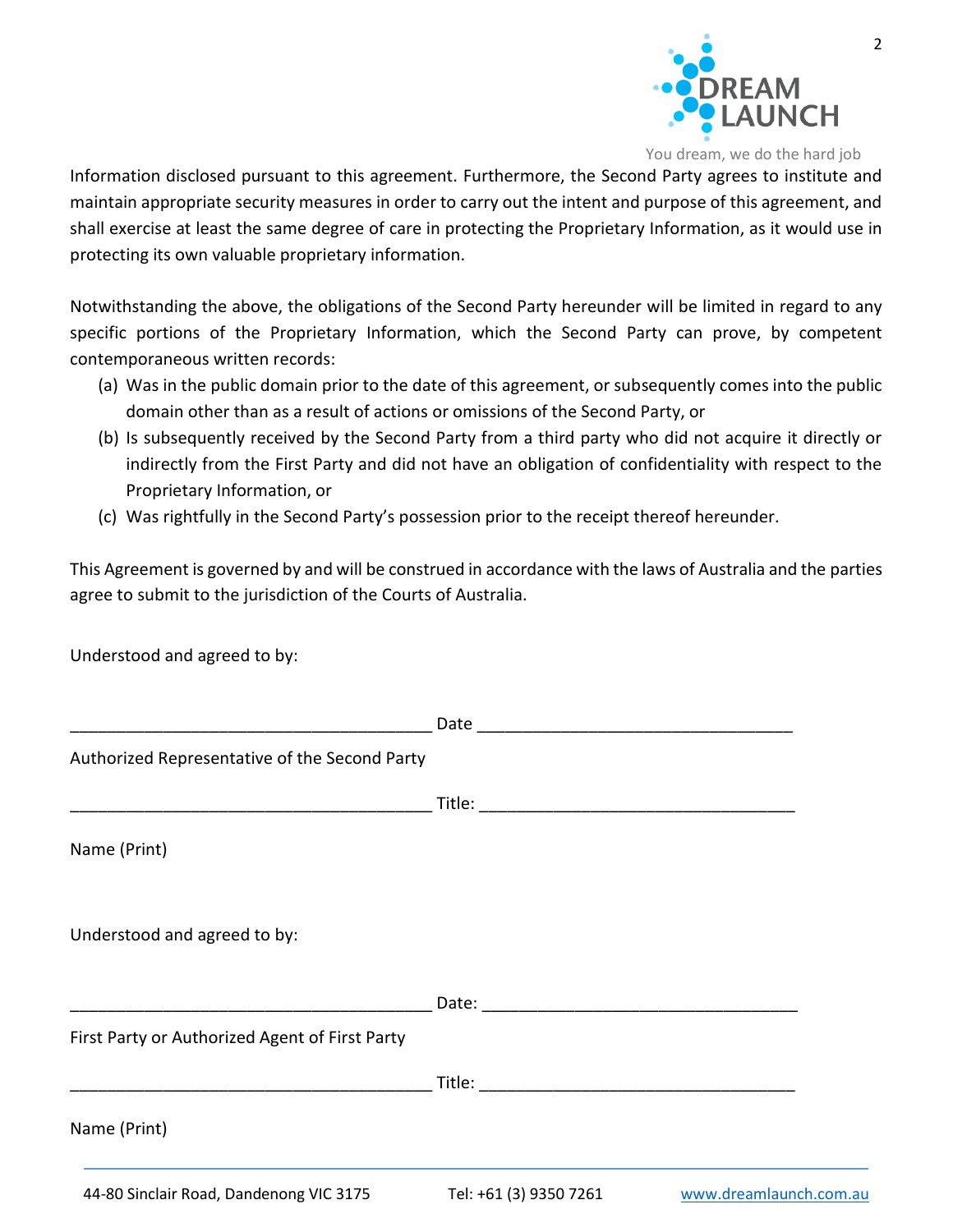Information disclosed pursuant to this agreement. Furthermore, the Second Party agrees to institute and maintain appropriate security measures in order to carry out the intent and purpose of this agreement, and shall exercise at least the same degree of care in protecting the Proprietary Information, as it would use in protecting its own valuable proprietary information.

Notwithstanding the above, the obligations of the Second Party hereunder will be limited in regard to any specific portions of the Proprietary Information, which the Second Party can prove, by competent contemporaneous written records:

(a) Was in the public domain prior to the date of this agreement, or subsequently comes into the public domain other than as a result of actions or omissions of the Second Party, or
(b) Is subsequently received by the Second Party from a third party who did not acquire it directly or indirectly from the First Party and did not have an obligation of confidentiality with respect to the Proprietary Information, or
(c) Was rightfully in the Second Party's possession prior to the receipt thereof hereunder.

This Agreement is governed by and will be construed in accordance with the laws of Australia and the parties agree to submit to the jurisdiction of the Courts of Australia.

Understood and agreed to by:

________________________________________ Date __________________________________

Authorized Representative of the Second Party

________________________________________ Title: __________________________________

Name (Print)

Understood and agreed to by:

________________________________________ Date: __________________________________

First Party or Authorized Agent of First Party

________________________________________ Title: __________________________________

Name (Print)